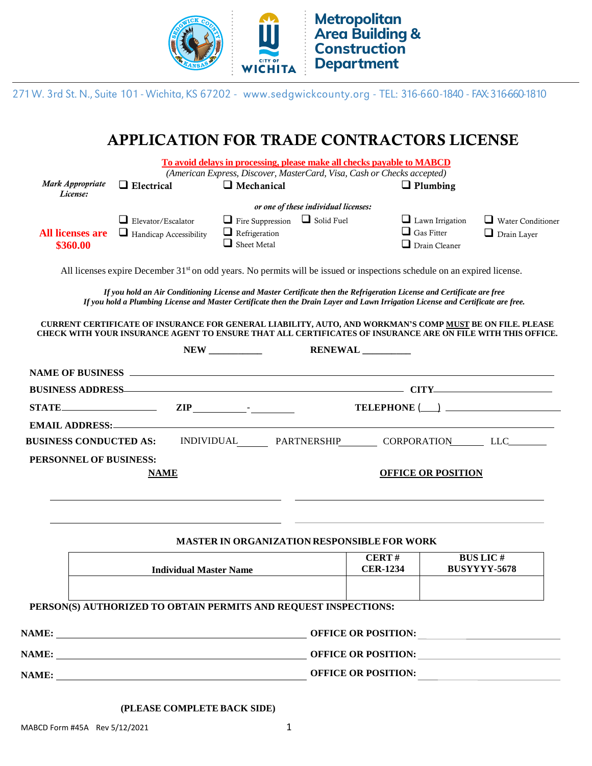Metropolitan Area Building & Construction Department

271 W. 3rd St. N., Suite 101 - Wichita, KS 67202 - www.sedgwickcounty.org - TEL: 316-660-1840 - FAX: 316-660-1810

# APPLICATION FOR TRADE CONTRACTORS LICENSE

**To avoid delays in processing, please make all checks payable to MABCD**

*(American Express, Discover, MasterCard, Visa, Cash or Checks accepted)*

*Mark Appropriate License:*

❑ **Electrical** ❑ **Mechanical** ❑ **Plumbing**

*or one of these individual licenses:*

**All licenses are $360.00**

❑ Elevator/Escalator ❑ Handicap Accessibility ❑ Fire Suppression ❑ Refrigeration ❑ Sheet Metal ❑ Solid Fuel ❑ Lawn Irrigation ❑ Gas Fitter ❑ Drain Cleaner ❑ Water Conditioner ❑ Drain Layer

All licenses expire December 31st on odd years. No permits will be issued or inspections schedule on an expired license.

*If you hold an Air Conditioning License and Master Certificate then the Refrigeration License and Certificate are free*
*If you hold a Plumbing License and Master Certificate then the Drain Layer and Lawn Irrigation License and Certificate are free.*

**CURRENT CERTIFICATE OF INSURANCE FOR GENERAL LIABILITY, AUTO, AND WORKMAN'S COMP MUST BE ON FILE. PLEASE CHECK WITH YOUR INSURANCE AGENT TO ENSURE THAT ALL CERTIFICATES OF INSURANCE ARE ON FILE WITH THIS OFFICE.**

**NEW** ___________ **RENEWAL** __________

**NAME OF BUSINESS** ____________________________________________

**BUSINESS ADDRESS** ______________________________ **CITY** ________________

**STATE** ______________ **ZIP** __________-________ **TELEPHONE** (___) ________________

**EMAIL ADDRESS:** ____________________________________________

**BUSINESS CONDUCTED AS:** INDIVIDUAL______ PARTNERSHIP_______ CORPORATION_______ LLC_______

**PERSONNEL OF BUSINESS:**

| NAME | OFFICE OR POSITION |
|---|---|
| | |
| | |

**MASTER IN ORGANIZATION RESPONSIBLE FOR WORK**

| Individual Master Name | CERT # CER-1234 | BUS LIC # BUSYYYY-5678 |
|---|---|---|
| | | |

**PERSON(S) AUTHORIZED TO OBTAIN PERMITS AND REQUEST INSPECTIONS:**

**NAME:** ______________________________ **OFFICE OR POSITION:** ________________

**NAME:** ______________________________ **OFFICE OR POSITION:** ________________

**NAME:** ______________________________ **OFFICE OR POSITION:** ________________

**(PLEASE COMPLETE BACK SIDE)**

MABCD Form #45A Rev 5/12/2021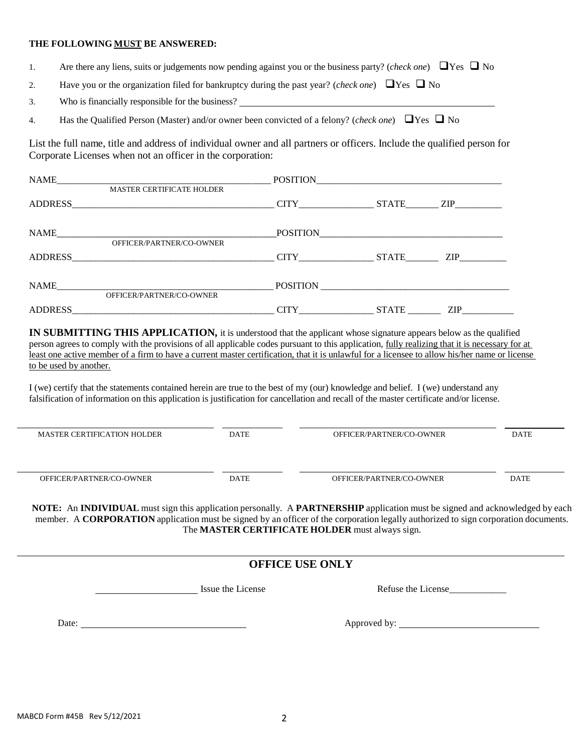**THE FOLLOWING MUST BE ANSWERED:**

1. Are there any liens, suits or judgements now pending against you or the business party? (*check one*) ❑ Yes ❑ No
2. Have you or the organization filed for bankruptcy during the past year? (*check one*) ❑ Yes ❑ No
3. Who is financially responsible for the business? ______________________________
4. Has the Qualified Person (Master) and/or owner been convicted of a felony? (*check one*) ❑ Yes ❑ No

List the full name, title and address of individual owner and all partners or officers. Include the qualified person for Corporate Licenses when not an officer in the corporation:

NAME______________________________ POSITION______________________________
MASTER CERTIFICATE HOLDER

ADDRESS______________________________ CITY______________ STATE______ ZIP__________

NAME______________________________ POSITION______________________________
OFFICER/PARTNER/CO-OWNER

ADDRESS______________________________ CITY______________ STATE______ ZIP__________

NAME______________________________ POSITION______________________________
OFFICER/PARTNER/CO-OWNER

ADDRESS______________________________ CITY______________ STATE______ ZIP__________

**IN SUBMITTING THIS APPLICATION,** it is understood that the applicant whose signature appears below as the qualified person agrees to comply with the provisions of all applicable codes pursuant to this application, fully realizing that it is necessary for at least one active member of a firm to have a current master certification, that it is unlawful for a licensee to allow his/her name or license to be used by another.

I (we) certify that the statements contained herein are true to the best of my (our) knowledge and belief. I (we) understand any falsification of information on this application is justification for cancellation and recall of the master certificate and/or license.

| | | | |
|---|---|---|---|
| MASTER CERTIFICATION HOLDER | DATE | OFFICER/PARTNER/CO-OWNER | DATE |
| OFFICER/PARTNER/CO-OWNER | DATE | OFFICER/PARTNER/CO-OWNER | DATE |

**NOTE:** An **INDIVIDUAL** must sign this application personally. A **PARTNERSHIP** application must be signed and acknowledged by each member. A **CORPORATION** application must be signed by an officer of the corporation legally authorized to sign corporation documents. The **MASTER CERTIFICATE HOLDER** must always sign.

## OFFICE USE ONLY

__________ Issue the License Refuse the License__________

Date: ______________________ Approved by: ______________________

MABCD Form #45B Rev 5/12/2021